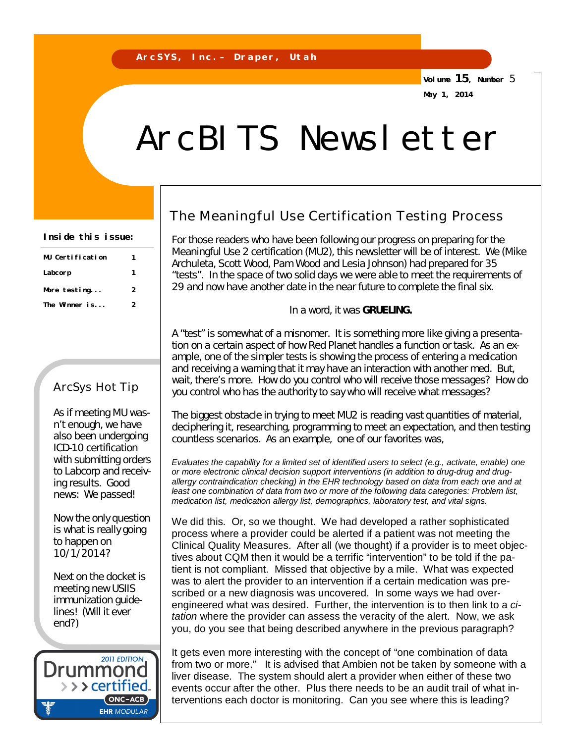ArcSYS, Inc.– Draper, Utah

Volume 15, Number 5
May 1, 2014

# ArcBITS Newsletter

**Inside this issue:**

| | |
|---|---|
| MU Certification | 1 |
| Labcorp | 1 |
| More testing... | 2 |
| The Winner is... | 2 |

## ArcSys Hot Tip

As if meeting MU wasn't enough, we have also been undergoing ICD-10 certification with submitting orders to Labcorp and receiving results. Good news: We passed!

Now the only question is what is really going to happen on 10/1/2014?

Next on the docket is meeting new USIIS immunization guidelines! (Will it ever end?)

2011 EDITION Drummond certified ONC-ACB EHR MODULAR

## The Meaningful Use Certification Testing Process

For those readers who have been following our progress on preparing for the Meaningful Use 2 certification (MU2), this newsletter will be of interest. We (Mike Archuleta, Scott Wood, Pam Wood and Lesia Johnson) had prepared for 35 "tests". In the space of two solid days we were able to meet the requirements of 29 and now have another date in the near future to complete the final six.

In a word, it was **GRUELING.**

A "test" is somewhat of a misnomer. It is something more like giving a presentation on a certain aspect of how Red Planet handles a function or task. As an example, one of the simpler tests is showing the process of entering a medication and receiving a warning that it may have an interaction with another med. But, wait, there's more. How do you control who will receive those messages? How do you control who has the authority to say who will receive what messages?

The biggest obstacle in trying to meet MU2 is reading vast quantities of material, deciphering it, researching, programming to meet an expectation, and then testing countless scenarios. As an example, one of our favorites was,

*Evaluates the capability for a limited set of identified users to select (e.g., activate, enable) one or more electronic clinical decision support interventions (in addition to drug-drug and drug-allergy contraindication checking) in the EHR technology based on data from each one and at least one combination of data from two or more of the following data categories: Problem list, medication list, medication allergy list, demographics, laboratory test, and vital signs.*

We did this. Or, so we thought. We had developed a rather sophisticated process where a provider could be alerted if a patient was not meeting the Clinical Quality Measures. After all (we thought) if a provider is to meet objectives about CQM then it would be a terrific "intervention" to be told if the patient is not compliant. Missed that objective by a mile. What was expected was to alert the provider to an intervention if a certain medication was prescribed or a new diagnosis was uncovered. In some ways we had over-engineered what was desired. Further, the intervention is to then link to a *citation* where the provider can assess the veracity of the alert. Now, we ask you, do you see that being described anywhere in the previous paragraph?

It gets even more interesting with the concept of "one combination of data from two or more." It is advised that Ambien not be taken by someone with a liver disease. The system should alert a provider when either of these two events occur after the other. Plus there needs to be an audit trail of what interventions each doctor is monitoring. Can you see where this is leading?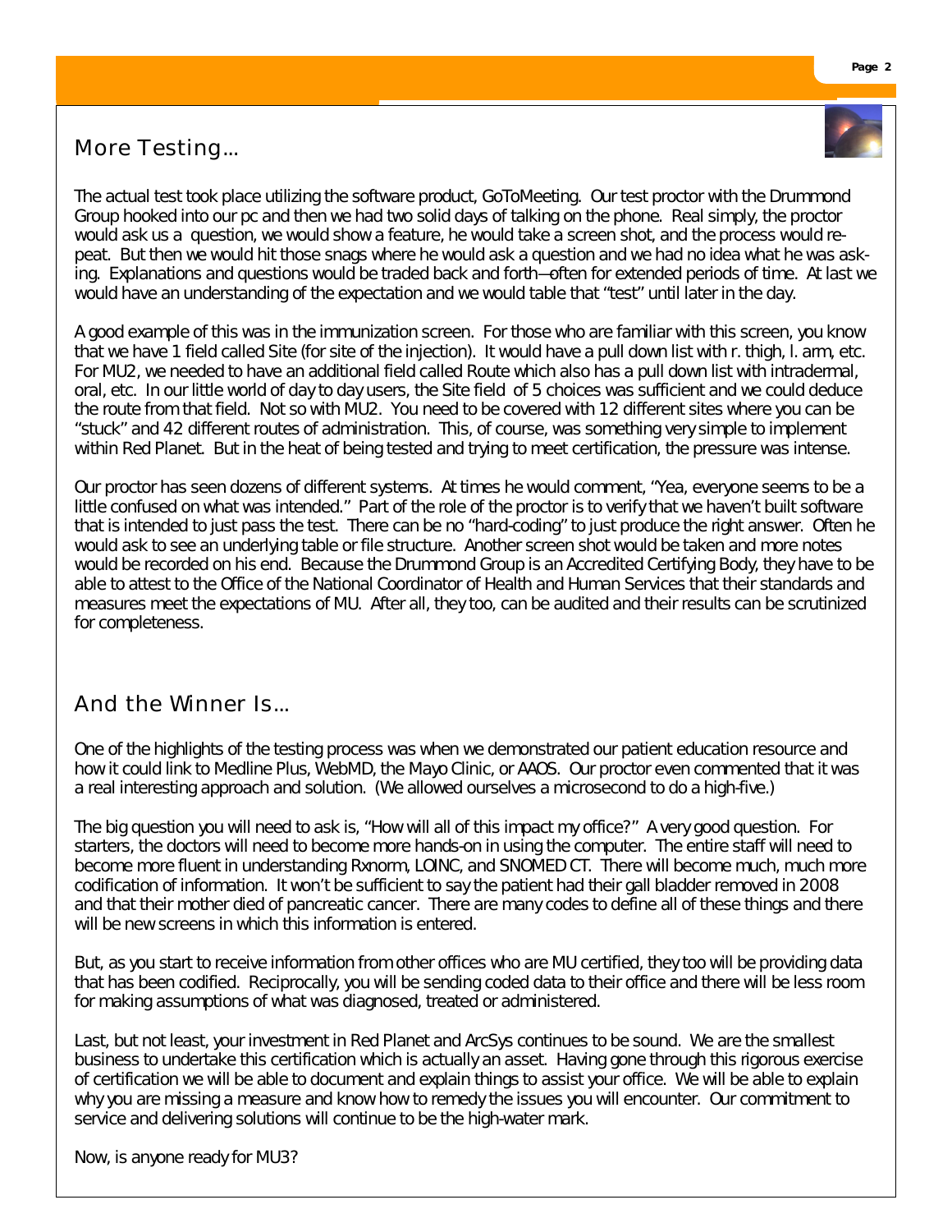## More Testing...

The actual test took place utilizing the software product, GoToMeeting. Our test proctor with the Drummond Group hooked into our pc and then we had two solid days of talking on the phone. Real simply, the proctor would ask us a question, we would show a feature, he would take a screen shot, and the process would repeat. But then we would hit those snags where he would ask a question and we had no idea what he was asking. Explanations and questions would be traded back and forth—often for extended periods of time. At last we would have an understanding of the expectation and we would table that "test" until later in the day.

A good example of this was in the immunization screen. For those who are familiar with this screen, you know that we have 1 field called Site (for site of the injection). It would have a pull down list with r. thigh, l. arm, etc. For MU2, we needed to have an additional field called Route which also has a pull down list with intradermal, oral, etc. In our little world of day to day users, the Site field of 5 choices was sufficient and we could deduce the route from that field. Not so with MU2. You need to be covered with 12 different sites where you can be "stuck" and 42 different routes of administration. This, of course, was something very simple to implement within Red Planet. But in the heat of being tested and trying to meet certification, the pressure was intense.

Our proctor has seen dozens of different systems. At times he would comment, "Yea, everyone seems to be a little confused on what was intended." Part of the role of the proctor is to verify that we haven't built software that is intended to just pass the test. There can be no "hard-coding" to just produce the right answer. Often he would ask to see an underlying table or file structure. Another screen shot would be taken and more notes would be recorded on his end. Because the Drummond Group is an Accredited Certifying Body, they have to be able to attest to the Office of the National Coordinator of Health and Human Services that their standards and measures meet the expectations of MU. After all, they too, can be audited and their results can be scrutinized for completeness.

## And the Winner Is...

One of the highlights of the testing process was when we demonstrated our patient education resource and how it could link to Medline Plus, WebMD, the Mayo Clinic, or AAOS. Our proctor even commented that it was a real interesting approach and solution. (We allowed ourselves a microsecond to do a high-five.)

The big question you will need to ask is, "How will all of this impact my office?" A very good question. For starters, the doctors will need to become more hands-on in using the computer. The entire staff will need to become more fluent in understanding Rxnorm, LOINC, and SNOMED CT. There will become much, much more codification of information. It won't be sufficient to say the patient had their gall bladder removed in 2008 and that their mother died of pancreatic cancer. There are many codes to define all of these things and there will be new screens in which this information is entered.

But, as you start to receive information from other offices who are MU certified, they too will be providing data that has been codified. Reciprocally, you will be sending coded data to their office and there will be less room for making assumptions of what was diagnosed, treated or administered.

Last, but not least, your investment in Red Planet and ArcSys continues to be sound. We are the smallest business to undertake this certification which is actually an asset. Having gone through this rigorous exercise of certification we will be able to document and explain things to assist your office. We will be able to explain why you are missing a measure and know how to remedy the issues you will encounter. Our commitment to service and delivering solutions will continue to be the high-water mark.

Now, is anyone ready for MU3?